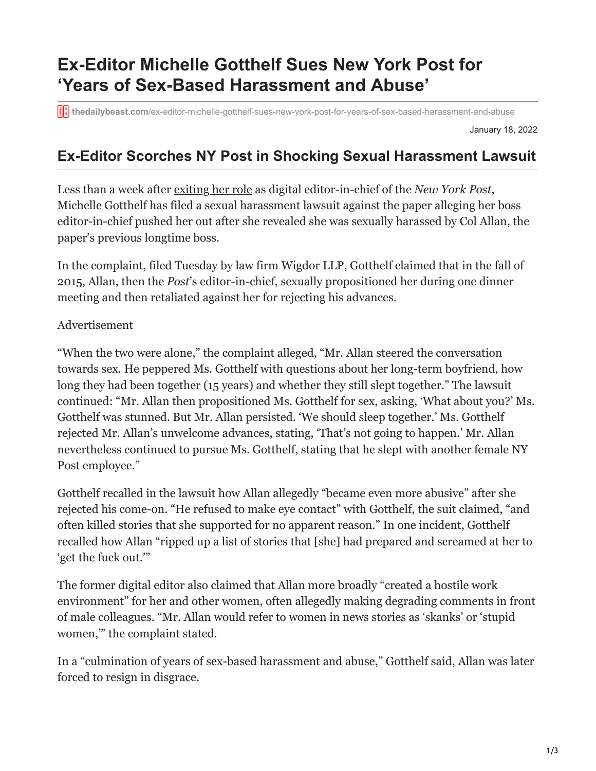# Ex-Editor Michelle Gotthelf Sues New York Post for 'Years of Sex-Based Harassment and Abuse'

thedailybeast.com/ex-editor-michelle-gotthelf-sues-new-york-post-for-years-of-sex-based-harassment-and-abuse

January 18, 2022

## Ex-Editor Scorches NY Post in Shocking Sexual Harassment Lawsuit

Less than a week after exiting her role as digital editor-in-chief of the *New York Post*, Michelle Gotthelf has filed a sexual harassment lawsuit against the paper alleging her boss editor-in-chief pushed her out after she revealed she was sexually harassed by Col Allan, the paper's previous longtime boss.

In the complaint, filed Tuesday by law firm Wigdor LLP, Gotthelf claimed that in the fall of 2015, Allan, then the *Post*'s editor-in-chief, sexually propositioned her during one dinner meeting and then retaliated against her for rejecting his advances.

Advertisement

"When the two were alone," the complaint alleged, "Mr. Allan steered the conversation towards sex. He peppered Ms. Gotthelf with questions about her long-term boyfriend, how long they had been together (15 years) and whether they still slept together." The lawsuit continued: "Mr. Allan then propositioned Ms. Gotthelf for sex, asking, 'What about you?' Ms. Gotthelf was stunned. But Mr. Allan persisted. 'We should sleep together.' Ms. Gotthelf rejected Mr. Allan's unwelcome advances, stating, 'That's not going to happen.' Mr. Allan nevertheless continued to pursue Ms. Gotthelf, stating that he slept with another female NY Post employee."

Gotthelf recalled in the lawsuit how Allan allegedly "became even more abusive" after she rejected his come-on. "He refused to make eye contact" with Gotthelf, the suit claimed, "and often killed stories that she supported for no apparent reason." In one incident, Gotthelf recalled how Allan "ripped up a list of stories that [she] had prepared and screamed at her to 'get the fuck out.'"

The former digital editor also claimed that Allan more broadly "created a hostile work environment" for her and other women, often allegedly making degrading comments in front of male colleagues. "Mr. Allan would refer to women in news stories as 'skanks' or 'stupid women,'" the complaint stated.

In a "culmination of years of sex-based harassment and abuse," Gotthelf said, Allan was later forced to resign in disgrace.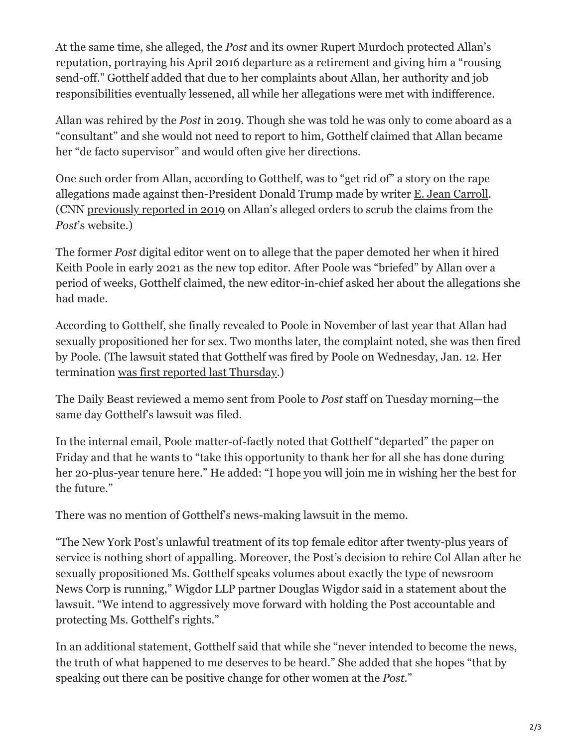At the same time, she alleged, the *Post* and its owner Rupert Murdoch protected Allan's reputation, portraying his April 2016 departure as a retirement and giving him a "rousing send-off." Gotthelf added that due to her complaints about Allan, her authority and job responsibilities eventually lessened, all while her allegations were met with indifference.

Allan was rehired by the *Post* in 2019. Though she was told he was only to come aboard as a "consultant" and she would not need to report to him, Gotthelf claimed that Allan became her "de facto supervisor" and would often give her directions.

One such order from Allan, according to Gotthelf, was to "get rid of" a story on the rape allegations made against then-President Donald Trump made by writer E. Jean Carroll. (CNN previously reported in 2019 on Allan's alleged orders to scrub the claims from the *Post*'s website.)

The former *Post* digital editor went on to allege that the paper demoted her when it hired Keith Poole in early 2021 as the new top editor. After Poole was "briefed" by Allan over a period of weeks, Gotthelf claimed, the new editor-in-chief asked her about the allegations she had made.

According to Gotthelf, she finally revealed to Poole in November of last year that Allan had sexually propositioned her for sex. Two months later, the complaint noted, she was then fired by Poole. (The lawsuit stated that Gotthelf was fired by Poole on Wednesday, Jan. 12. Her termination was first reported last Thursday.)

The Daily Beast reviewed a memo sent from Poole to *Post* staff on Tuesday morning—the same day Gotthelf's lawsuit was filed.

In the internal email, Poole matter-of-factly noted that Gotthelf "departed" the paper on Friday and that he wants to "take this opportunity to thank her for all she has done during her 20-plus-year tenure here." He added: "I hope you will join me in wishing her the best for the future."

There was no mention of Gotthelf's news-making lawsuit in the memo.

"The New York Post's unlawful treatment of its top female editor after twenty-plus years of service is nothing short of appalling. Moreover, the Post's decision to rehire Col Allan after he sexually propositioned Ms. Gotthelf speaks volumes about exactly the type of newsroom News Corp is running," Wigdor LLP partner Douglas Wigdor said in a statement about the lawsuit. "We intend to aggressively move forward with holding the Post accountable and protecting Ms. Gotthelf's rights."

In an additional statement, Gotthelf said that while she "never intended to become the news, the truth of what happened to me deserves to be heard." She added that she hopes "that by speaking out there can be positive change for other women at the *Post*."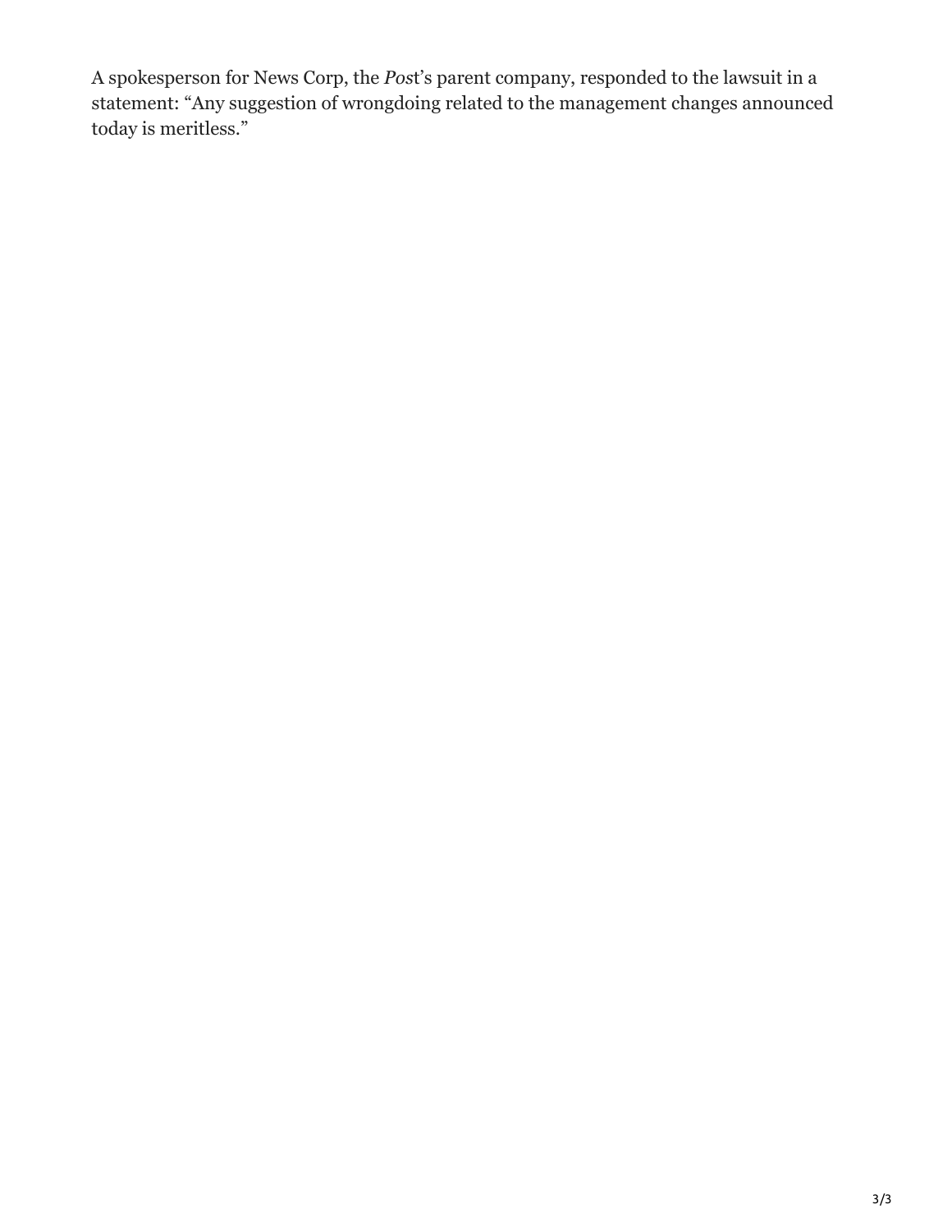A spokesperson for News Corp, the *Pos*t's parent company, responded to the lawsuit in a statement: "Any suggestion of wrongdoing related to the management changes announced today is meritless."